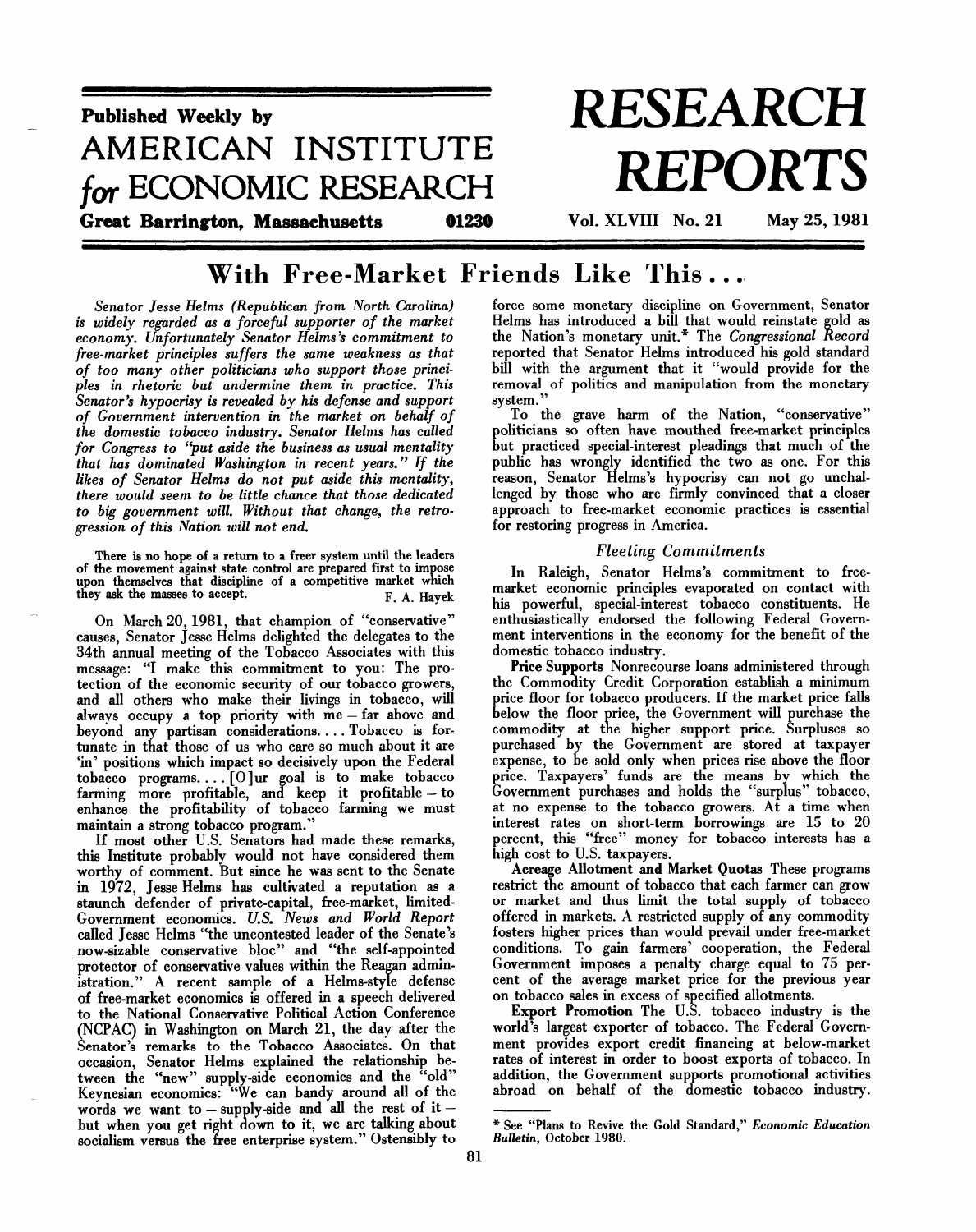Published Weekly by

**AMERICAN INSTITUTE for ECONOMIC RESEARCH**

**Great Barrington, Massachusetts 01230**

# RESEARCH REPORTS

**Vol. XLVIII No. 21 May 25, 1981**

## With Free-Market Friends Like This . . .

*Senator Jesse Helms (Republican from North Carolina) is widely regarded as a forceful supporter of the market economy. Unfortunately Senator Helms's commitment to free-market principles suffers the same weakness as that of too many other politicians who support those principles in rhetoric but undermine them in practice. This Senator's hypocrisy is revealed by his defense and support of Government intervention in the market on behalf of the domestic tobacco industry. Senator Helms has called for Congress to "put aside the business as usual mentality that has dominated Washington in recent years." If the likes of Senator Helms do not put aside this mentality, there would seem to be little chance that those dedicated to big government will. Without that change, the retrogression of this Nation will not end.*

> There is no hope of a return to a freer system until the leaders of the movement against state control are prepared first to impose upon themselves that discipline of a competitive market which they ask the masses to accept.
>
> F. A. Hayek

On March 20, 1981, that champion of "conservative" causes, Senator Jesse Helms delighted the delegates to the 34th annual meeting of the Tobacco Associates with this message: "I make this commitment to you: The protection of the economic security of our tobacco growers, and all others who make their livings in tobacco, will always occupy a top priority with me – far above and beyond any partisan considerations. . . . Tobacco is fortunate in that those of us who care so much about it are 'in' positions which impact so decisively upon the Federal tobacco programs. . . . [O]ur goal is to make tobacco farming more profitable, and keep it profitable – to enhance the profitability of tobacco farming we must maintain a strong tobacco program."

If most other U.S. Senators had made these remarks, this Institute probably would not have considered them worthy of comment. But since he was sent to the Senate in 1972, Jesse Helms has cultivated a reputation as a staunch defender of private-capital, free-market, limited-Government economics. *U.S. News and World Report* called Jesse Helms "the uncontested leader of the Senate's now-sizable conservative bloc" and "the self-appointed protector of conservative values within the Reagan administration." A recent sample of a Helms-style defense of free-market economics is offered in a speech delivered to the National Conservative Political Action Conference (NCPAC) in Washington on March 21, the day after the Senator's remarks to the Tobacco Associates. On that occasion, Senator Helms explained the relationship between the "new" supply-side economics and the "old" Keynesian economics: "We can bandy around all of the words we want to – supply-side and all the rest of it – but when you get right down to it, we are talking about socialism versus the free enterprise system." Ostensibly to force some monetary discipline on Government, Senator Helms has introduced a bill that would reinstate gold as the Nation's monetary unit.* The *Congressional Record* reported that Senator Helms introduced his gold standard bill with the argument that it "would provide for the removal of politics and manipulation from the monetary system."

To the grave harm of the Nation, "conservative" politicians so often have mouthed free-market principles but practiced special-interest pleadings that much of the public has wrongly identified the two as one. For this reason, Senator Helms's hypocrisy can not go unchallenged by those who are firmly convinced that a closer approach to free-market economic practices is essential for restoring progress in America.

### *Fleeting Commitments*

In Raleigh, Senator Helms's commitment to free-market economic principles evaporated on contact with his powerful, special-interest tobacco constituents. He enthusiastically endorsed the following Federal Government interventions in the economy for the benefit of the domestic tobacco industry.

**Price Supports** Nonrecourse loans administered through the Commodity Credit Corporation establish a minimum price floor for tobacco producers. If the market price falls below the floor price, the Government will purchase the commodity at the higher support price. Surpluses so purchased by the Government are stored at taxpayer expense, to be sold only when prices rise above the floor price. Taxpayers' funds are the means by which the Government purchases and holds the "surplus" tobacco, at no expense to the tobacco growers. At a time when interest rates on short-term borrowings are 15 to 20 percent, this "free" money for tobacco interests has a high cost to U.S. taxpayers.

**Acreage Allotment and Market Quotas** These programs restrict the amount of tobacco that each farmer can grow or market and thus limit the total supply of tobacco offered in markets. A restricted supply of any commodity fosters higher prices than would prevail under free-market conditions. To gain farmers' cooperation, the Federal Government imposes a penalty charge equal to 75 percent of the average market price for the previous year on tobacco sales in excess of specified allotments.

**Export Promotion** The U.S. tobacco industry is the world's largest exporter of tobacco. The Federal Government provides export credit financing at below-market rates of interest in order to boost exports of tobacco. In addition, the Government supports promotional activities abroad on behalf of the domestic tobacco industry.

---

\* See "Plans to Revive the Gold Standard," *Economic Education Bulletin*, October 1980.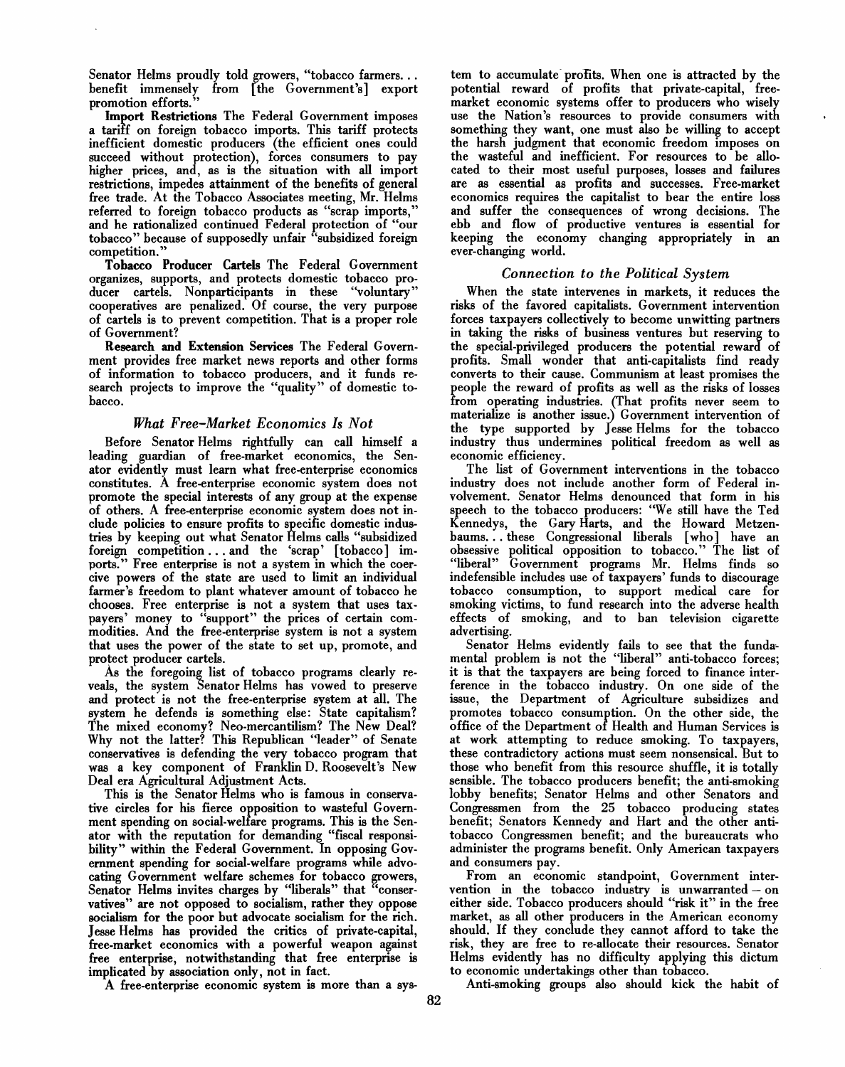Senator Helms proudly told growers, "tobacco farmers... benefit immensely from [the Government's] export promotion efforts."

**Import Restrictions** The Federal Government imposes a tariff on foreign tobacco imports. This tariff protects inefficient domestic producers (the efficient ones could succeed without protection), forces consumers to pay higher prices, and, as is the situation with all import restrictions, impedes attainment of the benefits of general free trade. At the Tobacco Associates meeting, Mr. Helms referred to foreign tobacco products as "scrap imports," and he rationalized continued Federal protection of "our tobacco" because of supposedly unfair "subsidized foreign competition."

**Tobacco Producer Cartels** The Federal Government organizes, supports, and protects domestic tobacco producer cartels. Nonparticipants in these "voluntary" cooperatives are penalized. Of course, the very purpose of cartels is to prevent competition. That is a proper role of Government?

**Research and Extension Services** The Federal Government provides free market news reports and other forms of information to tobacco producers, and it funds research projects to improve the "quality" of domestic tobacco.

### *What Free-Market Economics Is Not*

Before Senator Helms rightfully can call himself a leading guardian of free-market economics, the Senator evidently must learn what free-enterprise economics constitutes. A free-enterprise economic system does not promote the special interests of any group at the expense of others. A free-enterprise economic system does not include policies to ensure profits to specific domestic industries by keeping out what Senator Helms calls "subsidized foreign competition... and the 'scrap' [tobacco] imports." Free enterprise is not a system in which the coercive powers of the state are used to limit an individual farmer's freedom to plant whatever amount of tobacco he chooses. Free enterprise is not a system that uses taxpayers' money to "support" the prices of certain commodities. And the free-enterprise system is not a system that uses the power of the state to set up, promote, and protect producer cartels.

As the foregoing list of tobacco programs clearly reveals, the system Senator Helms has vowed to preserve and protect is not the free-enterprise system at all. The system he defends is something else: State capitalism? The mixed economy? Neo-mercantilism? The New Deal? Why not the latter? This Republican "leader" of Senate conservatives is defending the very tobacco program that was a key component of Franklin D. Roosevelt's New Deal era Agricultural Adjustment Acts.

This is the Senator Helms who is famous in conservative circles for his fierce opposition to wasteful Government spending on social-welfare programs. This is the Senator with the reputation for demanding "fiscal responsibility" within the Federal Government. In opposing Government spending for social-welfare programs while advocating Government welfare schemes for tobacco growers, Senator Helms invites charges by "liberals" that "conservatives" are not opposed to socialism, rather they oppose socialism for the poor but advocate socialism for the rich. Jesse Helms has provided the critics of private-capital, free-market economics with a powerful weapon against free enterprise, notwithstanding that free enterprise is implicated by association only, not in fact.

A free-enterprise economic system is more than a system to accumulate profits. When one is attracted by the potential reward of profits that private-capital, free-market economic systems offer to producers who wisely use the Nation's resources to provide consumers with something they want, one must also be willing to accept the harsh judgment that economic freedom imposes on the wasteful and inefficient. For resources to be allocated to their most useful purposes, losses and failures are as essential as profits and successes. Free-market economics requires the capitalist to bear the entire loss and suffer the consequences of wrong decisions. The ebb and flow of productive ventures is essential for keeping the economy changing appropriately in an ever-changing world.

### *Connection to the Political System*

When the state intervenes in markets, it reduces the risks of the favored capitalists. Government intervention forces taxpayers collectively to become unwitting partners in taking the risks of business ventures but reserving to the special-privileged producers the potential reward of profits. Small wonder that anti-capitalists find ready converts to their cause. Communism at least promises the people the reward of profits as well as the risks of losses from operating industries. (That profits never seem to materialize is another issue.) Government intervention of the type supported by Jesse Helms for the tobacco industry thus undermines political freedom as well as economic efficiency.

The list of Government interventions in the tobacco industry does not include another form of Federal involvement. Senator Helms denounced that form in his speech to the tobacco producers: "We still have the Ted Kennedys, the Gary Harts, and the Howard Metzenbaums... these Congressional liberals [who] have an obsessive political opposition to tobacco." The list of "liberal" Government programs Mr. Helms finds so indefensible includes use of taxpayers' funds to discourage tobacco consumption, to support medical care for smoking victims, to fund research into the adverse health effects of smoking, and to ban television cigarette advertising.

Senator Helms evidently fails to see that the fundamental problem is not the "liberal" anti-tobacco forces; it is that the taxpayers are being forced to finance interference in the tobacco industry. On one side of the issue, the Department of Agriculture subsidizes and promotes tobacco consumption. On the other side, the office of the Department of Health and Human Services is at work attempting to reduce smoking. To taxpayers, these contradictory actions must seem nonsensical. But to those who benefit from this resource shuffle, it is totally sensible. The tobacco producers benefit; the anti-smoking lobby benefits; Senator Helms and other Senators and Congressmen from the 25 tobacco producing states benefit; Senators Kennedy and Hart and the other anti-tobacco Congressmen benefit; and the bureaucrats who administer the programs benefit. Only American taxpayers and consumers pay.

From an economic standpoint, Government intervention in the tobacco industry is unwarranted – on either side. Tobacco producers should "risk it" in the free market, as all other producers in the American economy should. If they conclude they cannot afford to take the risk, they are free to re-allocate their resources. Senator Helms evidently has no difficulty applying this dictum to economic undertakings other than tobacco.

Anti-smoking groups also should kick the habit of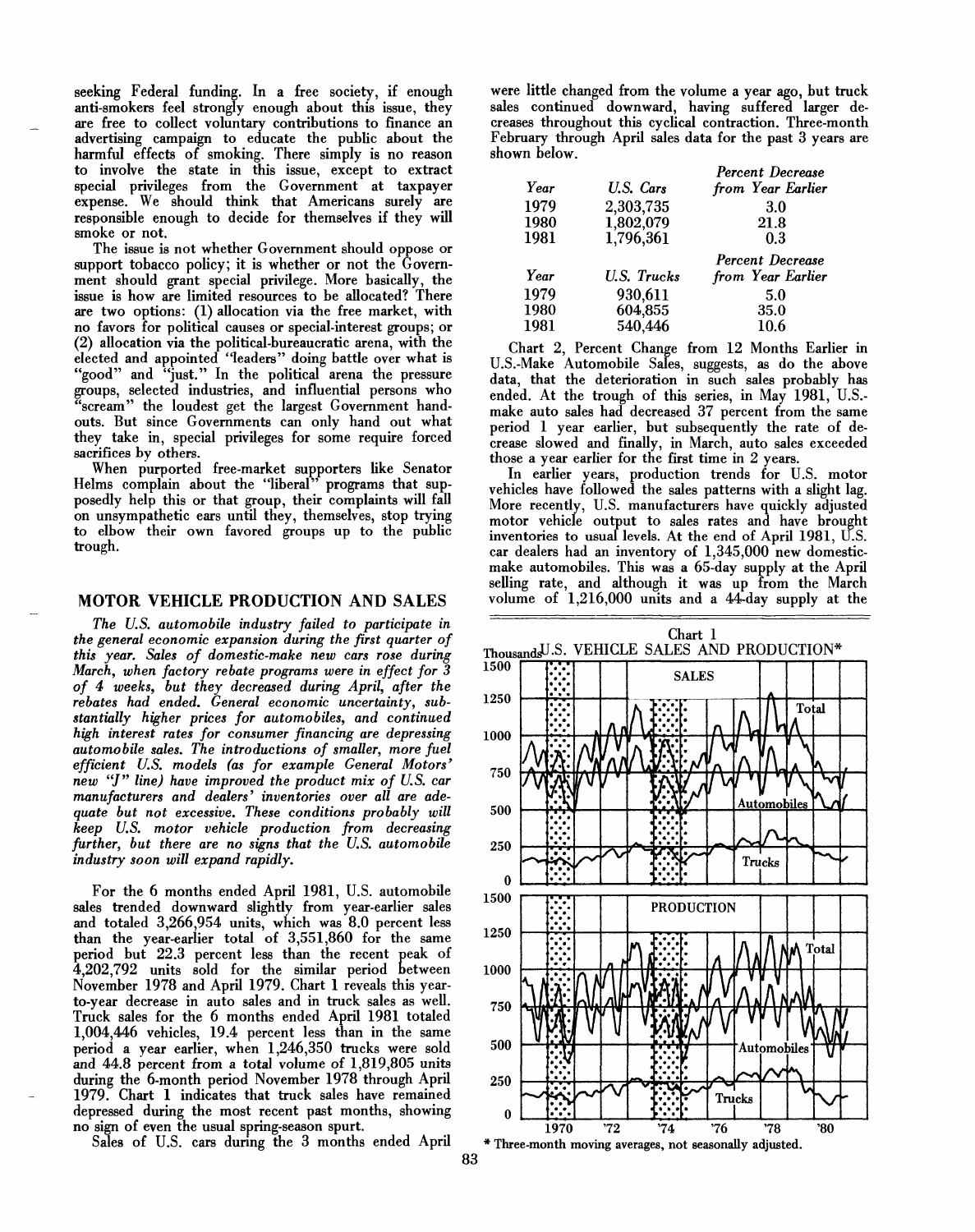seeking Federal funding. In a free society, if enough anti-smokers feel strongly enough about this issue, they are free to collect voluntary contributions to finance an advertising campaign to educate the public about the harmful effects of smoking. There simply is no reason to involve the state in this issue, except to extract special privileges from the Government at taxpayer expense. We should think that Americans surely are responsible enough to decide for themselves if they will smoke or not.

The issue is not whether Government should oppose or support tobacco policy; it is whether or not the Government should grant special privilege. More basically, the issue is how are limited resources to be allocated? There are two options: (1) allocation via the free market, with no favors for political causes or special-interest groups; or (2) allocation via the political-bureaucratic arena, with the elected and appointed "leaders" doing battle over what is "good" and "just." In the political arena the pressure groups, selected industries, and influential persons who "scream" the loudest get the largest Government handouts. But since Governments can only hand out what they take in, special privileges for some require forced sacrifices by others.

When purported free-market supporters like Senator Helms complain about the "liberal" programs that supposedly help this or that group, their complaints will fall on unsympathetic ears until they, themselves, stop trying to elbow their own favored groups up to the public trough.

## MOTOR VEHICLE PRODUCTION AND SALES

*The U.S. automobile industry failed to participate in the general economic expansion during the first quarter of this year. Sales of domestic-make new cars rose during March, when factory rebate programs were in effect for 3 of 4 weeks, but they decreased during April, after the rebates had ended. General economic uncertainty, substantially higher prices for automobiles, and continued high interest rates for consumer financing are depressing automobile sales. The introductions of smaller, more fuel efficient U.S. models (as for example General Motors' new "J" line) have improved the product mix of U.S. car manufacturers and dealers' inventories over all are adequate but not excessive. These conditions probably will keep U.S. motor vehicle production from decreasing further, but there are no signs that the U.S. automobile industry soon will expand rapidly.*

For the 6 months ended April 1981, U.S. automobile sales trended downward slightly from year-earlier sales and totaled 3,266,954 units, which was 8.0 percent less than the year-earlier total of 3,551,860 for the same period but 22.3 percent less than the recent peak of 4,202,792 units sold for the similar period between November 1978 and April 1979. Chart 1 reveals this year-to-year decrease in auto sales and in truck sales as well. Truck sales for the 6 months ended April 1981 totaled 1,004,446 vehicles, 19.4 percent less than in the same period a year earlier, when 1,246,350 trucks were sold and 44.8 percent from a total volume of 1,819,805 units during the 6-month period November 1978 through April 1979. Chart 1 indicates that truck sales have remained depressed during the most recent past months, showing no sign of even the usual spring-season spurt.

Sales of U.S. cars during the 3 months ended April were little changed from the volume a year ago, but truck sales continued downward, having suffered larger decreases throughout this cyclical contraction. Three-month February through April sales data for the past 3 years are shown below.

| Year | U.S. Cars | Percent Decrease from Year Earlier |
|---|---|---|
| 1979 | 2,303,735 | 3.0 |
| 1980 | 1,802,079 | 21.8 |
| 1981 | 1,796,361 | 0.3 |

| Year | U.S. Trucks | Percent Decrease from Year Earlier |
|---|---|---|
| 1979 | 930,611 | 5.0 |
| 1980 | 604,855 | 35.0 |
| 1981 | 540,446 | 10.6 |

Chart 2, Percent Change from 12 Months Earlier in U.S.-Make Automobile Sales, suggests, as do the above data, that the deterioration in such sales probably has ended. At the trough of this series, in May 1981, U.S.-make auto sales had decreased 37 percent from the same period 1 year earlier, but subsequently the rate of decrease slowed and finally, in March, auto sales exceeded those a year earlier for the first time in 2 years.

In earlier years, production trends for U.S. motor vehicles have followed the sales patterns with a slight lag. More recently, U.S. manufacturers have quickly adjusted motor vehicle output to sales rates and have brought inventories to usual levels. At the end of April 1981, U.S. car dealers had an inventory of 1,345,000 new domestic-make automobiles. This was a 65-day supply at the April selling rate, and although it was up from the March volume of 1,216,000 units and a 44-day supply at the

Chart 1
U.S. VEHICLE SALES AND PRODUCTION*

* Three-month moving averages, not seasonally adjusted.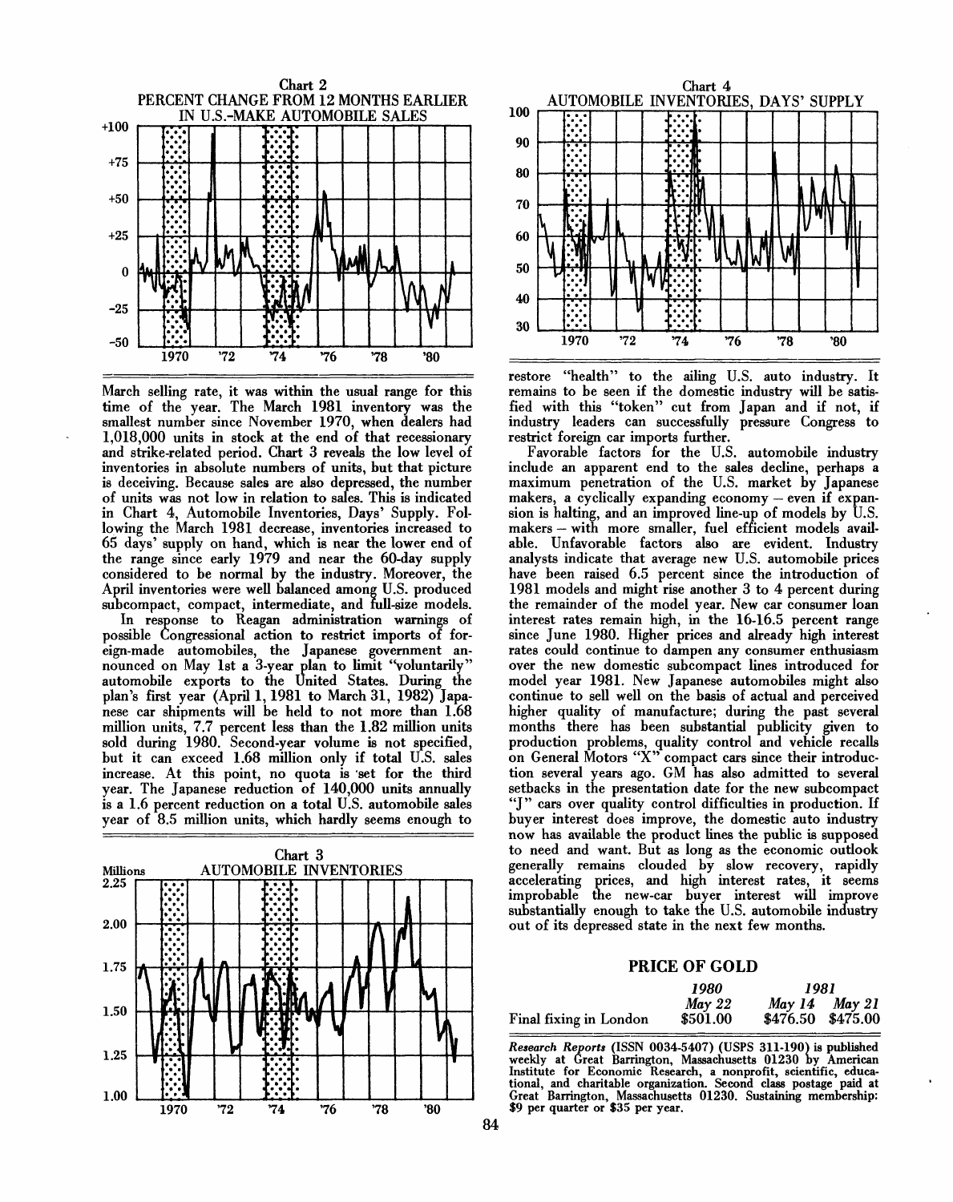Chart 2
PERCENT CHANGE FROM 12 MONTHS EARLIER IN U.S.-MAKE AUTOMOBILE SALES

+100
+75
+50
+25
0
-25
-50
1970 '72 '74 '76 '78 '80

March selling rate, it was within the usual range for this time of the year. The March 1981 inventory was the smallest number since November 1970, when dealers had 1,018,000 units in stock at the end of that recessionary and strike-related period. Chart 3 reveals the low level of inventories in absolute numbers of units, but that picture is deceiving. Because sales are also depressed, the number of units was not low in relation to sales. This is indicated in Chart 4, Automobile Inventories, Days' Supply. Following the March 1981 decrease, inventories increased to 65 days' supply on hand, which is near the lower end of the range since early 1979 and near the 60-day supply considered to be normal by the industry. Moreover, the April inventories were well balanced among U.S. produced subcompact, compact, intermediate, and full-size models.

In response to Reagan administration warnings of possible Congressional action to restrict imports of foreign-made automobiles, the Japanese government announced on May 1st a 3-year plan to limit "voluntarily" automobile exports to the United States. During the plan's first year (April 1, 1981 to March 31, 1982) Japanese car shipments will be held to not more than 1.68 million units, 7.7 percent less than the 1.82 million units sold during 1980. Second-year volume is not specified, but it can exceed 1.68 million only if total U.S. sales increase. At this point, no quota is set for the third year. The Japanese reduction of 140,000 units annually is a 1.6 percent reduction on a total U.S. automobile sales year of 8.5 million units, which hardly seems enough to restore "health" to the ailing U.S. auto industry. It remains to be seen if the domestic industry will be satisfied with this "token" cut from Japan and if not, if industry leaders can successfully pressure Congress to restrict foreign car imports further.

Chart 3
AUTOMOBILE INVENTORIES

Millions
2.25
2.00
1.75
1.50
1.25
1.00
1970 '72 '74 '76 '78 '80

Chart 4
AUTOMOBILE INVENTORIES, DAYS' SUPPLY

100
90
80
70
60
50
40
30
1970 '72 '74 '76 '78 '80

Favorable factors for the U.S. automobile industry include an apparent end to the sales decline, perhaps a maximum penetration of the U.S. market by Japanese makers, a cyclically expanding economy – even if expansion is halting, and an improved line-up of models by U.S. makers – with more smaller, fuel efficient models available. Unfavorable factors also are evident. Industry analysts indicate that average new U.S. automobile prices have been raised 6.5 percent since the introduction of 1981 models and might rise another 3 to 4 percent during the remainder of the model year. New car consumer loan interest rates remain high, in the 16-16.5 percent range since June 1980. Higher prices and already high interest rates could continue to dampen any consumer enthusiasm over the new domestic subcompact lines introduced for model year 1981. New Japanese automobiles might also continue to sell well on the basis of actual and perceived higher quality of manufacture; during the past several months there has been substantial publicity given to production problems, quality control and vehicle recalls on General Motors "X" compact cars since their introduction several years ago. GM has also admitted to several setbacks in the presentation date for the new subcompact "J" cars over quality control difficulties in production. If buyer interest does improve, the domestic auto industry now has available the product lines the public is supposed to need and want. But as long as the economic outlook generally remains clouded by slow recovery, rapidly accelerating prices, and high interest rates, it seems improbable the new-car buyer interest will improve substantially enough to take the U.S. automobile industry out of its depressed state in the next few months.

## PRICE OF GOLD

| | *1980* | *1981* | |
|---|---|---|---|
| | *May 22* | *May 14* | *May 21* |
| Final fixing in London | $501.00 | $476.50 | $475.00 |

*Research Reports* (ISSN 0034-5407) (USPS 311-190) is published weekly at Great Barrington, Massachusetts 01230 by American Institute for Economic Research, a nonprofit, scientific, educational, and charitable organization. Second class postage paid at Great Barrington, Massachusetts 01230. Sustaining membership: $9 per quarter or $35 per year.